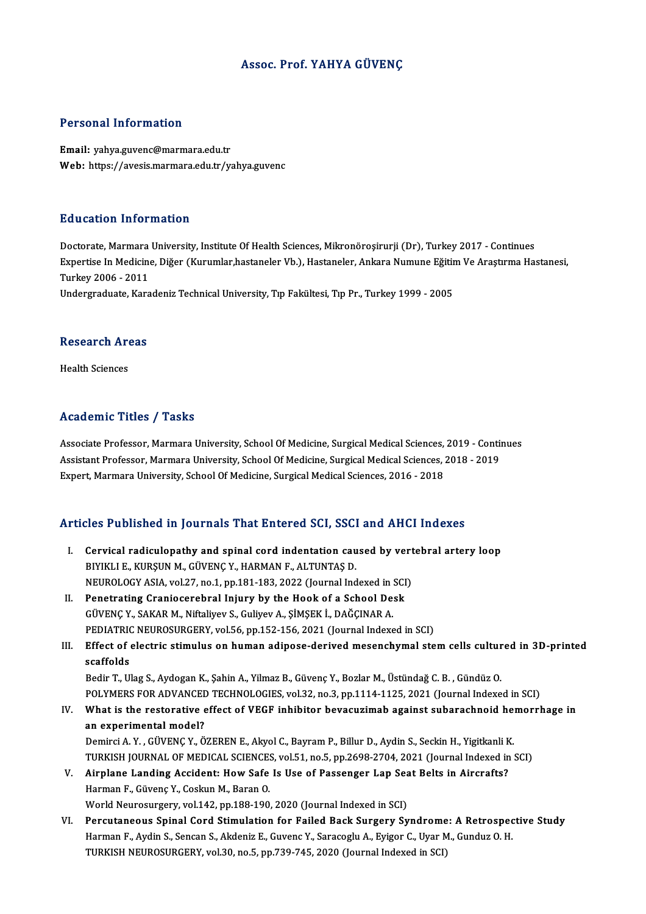# Assoc. Prof. YAHYA GÜVENÇ

## Personal Information

**Email:** yahya.guvenc@marmara.edu.tr
**Web:** https://avesis.marmara.edu.tr/yahya.guvenc

## Education Information

Doctorate, Marmara University, Institute Of Health Sciences, Mikronöroşirurji (Dr), Turkey 2017 - Continues
Expertise In Medicine, Diğer (Kurumlar,hastaneler Vb.), Hastaneler, Ankara Numune Eğitim Ve Araştırma Hastanesi, Turkey 2006 - 2011
Undergraduate, Karadeniz Technical University, Tıp Fakültesi, Tıp Pr., Turkey 1999 - 2005

## Research Areas

Health Sciences

## Academic Titles / Tasks

Associate Professor, Marmara University, School Of Medicine, Surgical Medical Sciences, 2019 - Continues
Assistant Professor, Marmara University, School Of Medicine, Surgical Medical Sciences, 2018 - 2019
Expert, Marmara University, School Of Medicine, Surgical Medical Sciences, 2016 - 2018

## Articles Published in Journals That Entered SCI, SSCI and AHCI Indexes

I. **Cervical radiculopathy and spinal cord indentation caused by vertebral artery loop**
BIYIKLI E., KURŞUN M., GÜVENÇ Y., HARMAN F., ALTUNTAŞ D.
NEUROLOGY ASIA, vol.27, no.1, pp.181-183, 2022 (Journal Indexed in SCI)

II. **Penetrating Craniocerebral Injury by the Hook of a School Desk**
GÜVENÇ Y., SAKAR M., Niftaliyev S., Guliyev A., ŞİMŞEK İ., DAĞÇINAR A.
PEDIATRIC NEUROSURGERY, vol.56, pp.152-156, 2021 (Journal Indexed in SCI)

III. **Effect of electric stimulus on human adipose-derived mesenchymal stem cells cultured in 3D-printed scaffolds**
Bedir T., Ulag S., Aydogan K., Şahin A., Yilmaz B., Güvenç Y., Bozlar M., Üstündağ C. B. , Gündüz O.
POLYMERS FOR ADVANCED TECHNOLOGIES, vol.32, no.3, pp.1114-1125, 2021 (Journal Indexed in SCI)

IV. **What is the restorative effect of VEGF inhibitor bevacuzimab against subarachnoid hemorrhage in an experimental model?**
Demirci A. Y. , GÜVENÇ Y., ÖZEREN E., Akyol C., Bayram P., Billur D., Aydin S., Seckin H., Yigitkanli K.
TURKISH JOURNAL OF MEDICAL SCIENCES, vol.51, no.5, pp.2698-2704, 2021 (Journal Indexed in SCI)

V. **Airplane Landing Accident: How Safe Is Use of Passenger Lap Seat Belts in Aircrafts?**
Harman F., Güvenç Y., Coskun M., Baran O.
World Neurosurgery, vol.142, pp.188-190, 2020 (Journal Indexed in SCI)

VI. **Percutaneous Spinal Cord Stimulation for Failed Back Surgery Syndrome: A Retrospective Study**
Harman F., Aydin S., Sencan S., Akdeniz E., Guvenc Y., Saracoglu A., Eyigor C., Uyar M., Gunduz O. H.
TURKISH NEUROSURGERY, vol.30, no.5, pp.739-745, 2020 (Journal Indexed in SCI)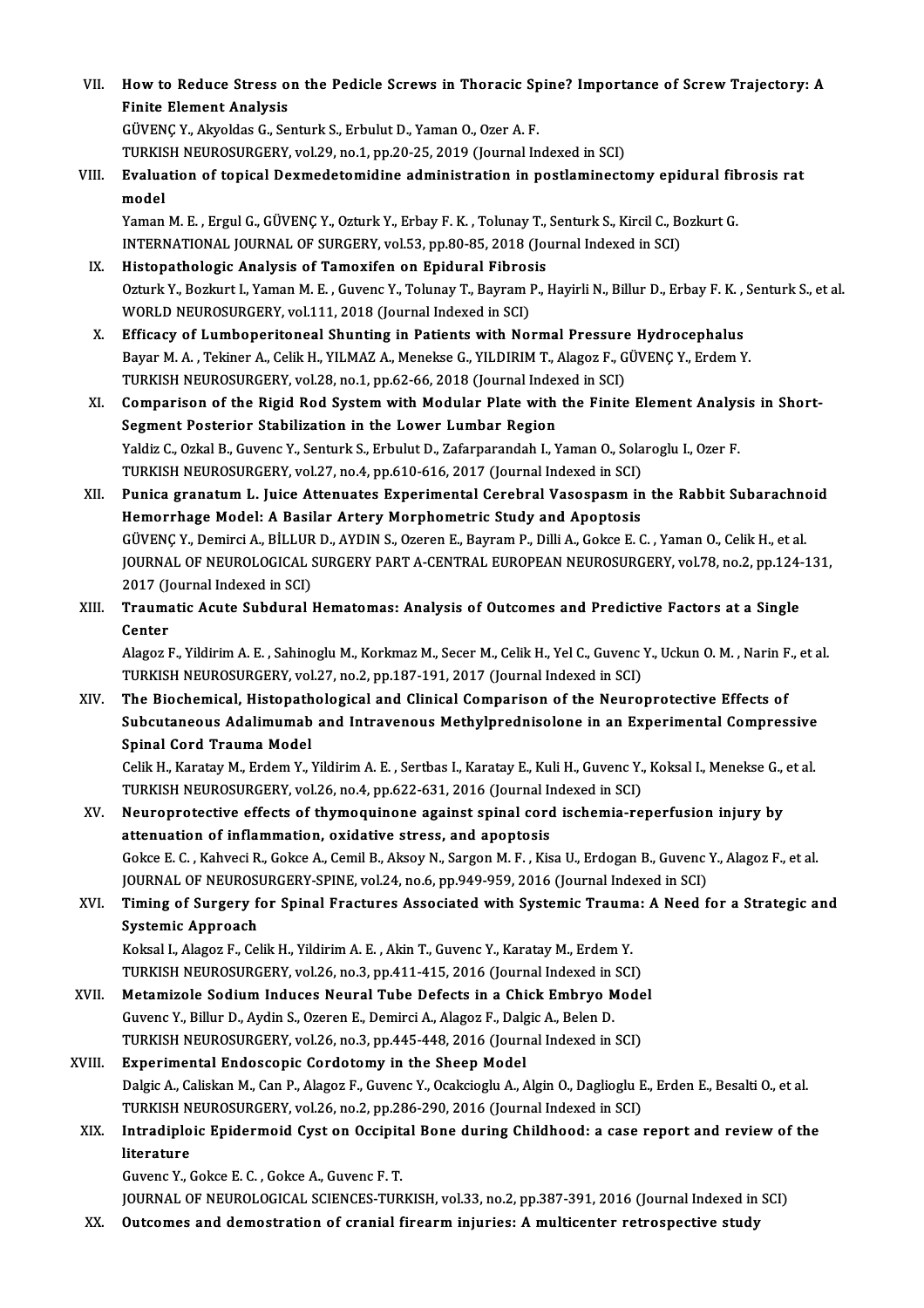VII. **How to Reduce Stress on the Pedicle Screws in Thoracic Spine? Importance of Screw Trajectory: A Finite Element Analysis**
GÜVENÇ Y., Akyoldas G., Senturk S., Erbulut D., Yaman O., Ozer A. F.
TURKISH NEUROSURGERY, vol.29, no.1, pp.20-25, 2019 (Journal Indexed in SCI)

VIII. **Evaluation of topical Dexmedetomidine administration in postlaminectomy epidural fibrosis rat model**
Yaman M. E. , Ergul G., GÜVENÇ Y., Ozturk Y., Erbay F. K. , Tolunay T., Senturk S., Kircil C., Bozkurt G.
INTERNATIONAL JOURNAL OF SURGERY, vol.53, pp.80-85, 2018 (Journal Indexed in SCI)

IX. **Histopathologic Analysis of Tamoxifen on Epidural Fibrosis**
Ozturk Y., Bozkurt I., Yaman M. E. , Guvenc Y., Tolunay T., Bayram P., Hayirli N., Billur D., Erbay F. K. , Senturk S., et al.
WORLD NEUROSURGERY, vol.111, 2018 (Journal Indexed in SCI)

X. **Efficacy of Lumboperitoneal Shunting in Patients with Normal Pressure Hydrocephalus**
Bayar M. A. , Tekiner A., Celik H., YILMAZ A., Menekse G., YILDIRIM T., Alagoz F., GÜVENÇ Y., Erdem Y.
TURKISH NEUROSURGERY, vol.28, no.1, pp.62-66, 2018 (Journal Indexed in SCI)

XI. **Comparison of the Rigid Rod System with Modular Plate with the Finite Element Analysis in Short-Segment Posterior Stabilization in the Lower Lumbar Region**
Yaldiz C., Ozkal B., Guvenc Y., Senturk S., Erbulut D., Zafarparandah I., Yaman O., Solaroglu I., Ozer F.
TURKISH NEUROSURGERY, vol.27, no.4, pp.610-616, 2017 (Journal Indexed in SCI)

XII. **Punica granatum L. Juice Attenuates Experimental Cerebral Vasospasm in the Rabbit Subarachnoid Hemorrhage Model: A Basilar Artery Morphometric Study and Apoptosis**
GÜVENÇ Y., Demirci A., BİLLUR D., AYDIN S., Ozeren E., Bayram P., Dilli A., Gokce E. C. , Yaman O., Celik H., et al.
JOURNAL OF NEUROLOGICAL SURGERY PART A-CENTRAL EUROPEAN NEUROSURGERY, vol.78, no.2, pp.124-131, 2017 (Journal Indexed in SCI)

XIII. **Traumatic Acute Subdural Hematomas: Analysis of Outcomes and Predictive Factors at a Single Center**
Alagoz F., Yildirim A. E. , Sahinoglu M., Korkmaz M., Secer M., Celik H., Yel C., Guvenc Y., Uckun O. M. , Narin F., et al.
TURKISH NEUROSURGERY, vol.27, no.2, pp.187-191, 2017 (Journal Indexed in SCI)

XIV. **The Biochemical, Histopathological and Clinical Comparison of the Neuroprotective Effects of Subcutaneous Adalimumab and Intravenous Methylprednisolone in an Experimental Compressive Spinal Cord Trauma Model**
Celik H., Karatay M., Erdem Y., Yildirim A. E. , Sertbas I., Karatay E., Kuli H., Guvenc Y., Koksal I., Menekse G., et al.
TURKISH NEUROSURGERY, vol.26, no.4, pp.622-631, 2016 (Journal Indexed in SCI)

XV. **Neuroprotective effects of thymoquinone against spinal cord ischemia-reperfusion injury by attenuation of inflammation, oxidative stress, and apoptosis**
Gokce E. C. , Kahveci R., Gokce A., Cemil B., Aksoy N., Sargon M. F. , Kisa U., Erdogan B., Guvenc Y., Alagoz F., et al.
JOURNAL OF NEUROSURGERY-SPINE, vol.24, no.6, pp.949-959, 2016 (Journal Indexed in SCI)

XVI. **Timing of Surgery for Spinal Fractures Associated with Systemic Trauma: A Need for a Strategic and Systemic Approach**
Koksal I., Alagoz F., Celik H., Yildirim A. E. , Akin T., Guvenc Y., Karatay M., Erdem Y.
TURKISH NEUROSURGERY, vol.26, no.3, pp.411-415, 2016 (Journal Indexed in SCI)

XVII. **Metamizole Sodium Induces Neural Tube Defects in a Chick Embryo Model**
Guvenc Y., Billur D., Aydin S., Ozeren E., Demirci A., Alagoz F., Dalgic A., Belen D.
TURKISH NEUROSURGERY, vol.26, no.3, pp.445-448, 2016 (Journal Indexed in SCI)

XVIII. **Experimental Endoscopic Cordotomy in the Sheep Model**
Dalgic A., Caliskan M., Can P., Alagoz F., Guvenc Y., Ocakcioglu A., Algin O., Daglioglu E., Erden E., Besalti O., et al.
TURKISH NEUROSURGERY, vol.26, no.2, pp.286-290, 2016 (Journal Indexed in SCI)

XIX. **Intradiploic Epidermoid Cyst on Occipital Bone during Childhood: a case report and review of the literature**
Guvenc Y., Gokce E. C. , Gokce A., Guvenc F. T.
JOURNAL OF NEUROLOGICAL SCIENCES-TURKISH, vol.33, no.2, pp.387-391, 2016 (Journal Indexed in SCI)

XX. **Outcomes and demostration of cranial firearm injuries: A multicenter retrospective study**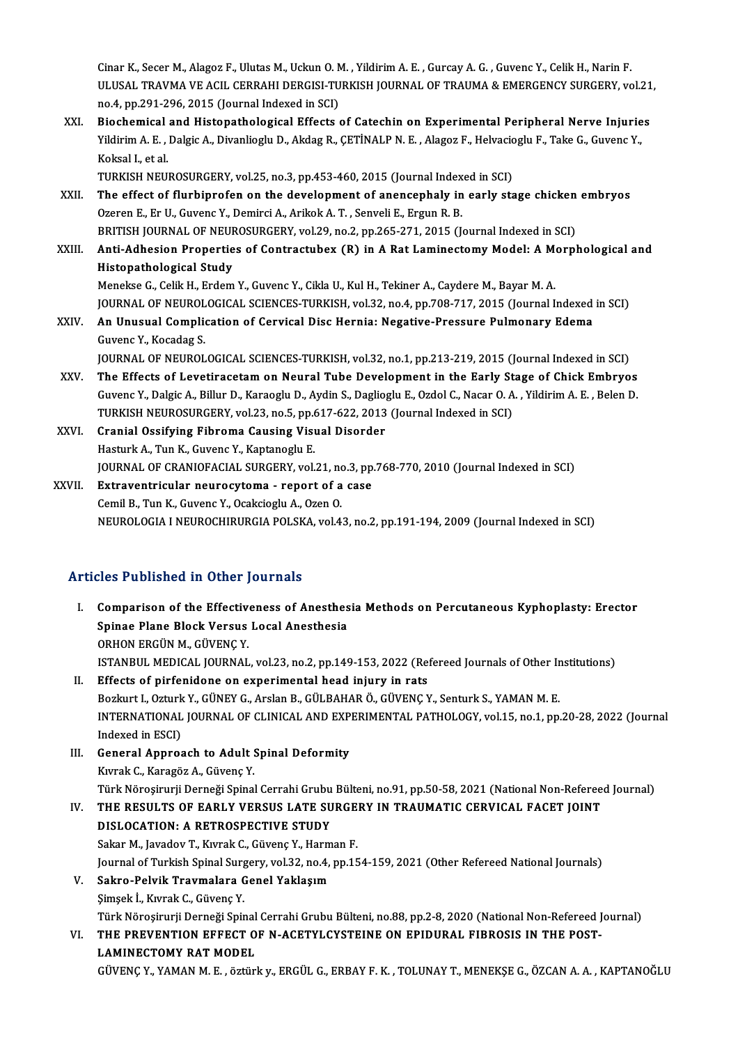Cinar K., Secer M., Alagoz F., Ulutas M., Uckun O. M. , Yildirim A. E. , Gurcay A. G. , Guvenc Y., Celik H., Narin F.
ULUSAL TRAVMA VE ACIL CERRAHI DERGISI-TURKISH JOURNAL OF TRAUMA & EMERGENCY SURGERY, vol.21, no.4, pp.291-296, 2015 (Journal Indexed in SCI)

XXI. **Biochemical and Histopathological Effects of Catechin on Experimental Peripheral Nerve Injuries**
Yildirim A. E. , Dalgic A., Divanlioglu D., Akdag R., ÇETİNALP N. E. , Alagoz F., Helvacioglu F., Take G., Guvenc Y., Koksal I., et al.
TURKISH NEUROSURGERY, vol.25, no.3, pp.453-460, 2015 (Journal Indexed in SCI)

XXII. **The effect of flurbiprofen on the development of anencephaly in early stage chicken embryos**
Ozeren E., Er U., Guvenc Y., Demirci A., Arikok A. T. , Senveli E., Ergun R. B.
BRITISH JOURNAL OF NEUROSURGERY, vol.29, no.2, pp.265-271, 2015 (Journal Indexed in SCI)

XXIII. **Anti-Adhesion Properties of Contractubex (R) in A Rat Laminectomy Model: A Morphological and Histopathological Study**
Menekse G., Celik H., Erdem Y., Guvenc Y., Cikla U., Kul H., Tekiner A., Caydere M., Bayar M. A.
JOURNAL OF NEUROLOGICAL SCIENCES-TURKISH, vol.32, no.4, pp.708-717, 2015 (Journal Indexed in SCI)

XXIV. **An Unusual Complication of Cervical Disc Hernia: Negative-Pressure Pulmonary Edema**
Guvenc Y., Kocadag S.
JOURNAL OF NEUROLOGICAL SCIENCES-TURKISH, vol.32, no.1, pp.213-219, 2015 (Journal Indexed in SCI)

XXV. **The Effects of Levetiracetam on Neural Tube Development in the Early Stage of Chick Embryos**
Guvenc Y., Dalgic A., Billur D., Karaoglu D., Aydin S., Daglioglu E., Ozdol C., Nacar O. A. , Yildirim A. E. , Belen D.
TURKISH NEUROSURGERY, vol.23, no.5, pp.617-622, 2013 (Journal Indexed in SCI)

XXVI. **Cranial Ossifying Fibroma Causing Visual Disorder**
Hasturk A., Tun K., Guvenc Y., Kaptanoglu E.
JOURNAL OF CRANIOFACIAL SURGERY, vol.21, no.3, pp.768-770, 2010 (Journal Indexed in SCI)

XXVII. **Extraventricular neurocytoma - report of a case**
Cemil B., Tun K., Guvenc Y., Ocakcioglu A., Ozen O.
NEUROLOGIA I NEUROCHIRURGIA POLSKA, vol.43, no.2, pp.191-194, 2009 (Journal Indexed in SCI)

## Articles Published in Other Journals

I. **Comparison of the Effectiveness of Anesthesia Methods on Percutaneous Kyphoplasty: Erector Spinae Plane Block Versus Local Anesthesia**
ORHON ERGÜN M., GÜVENÇ Y.
ISTANBUL MEDICAL JOURNAL, vol.23, no.2, pp.149-153, 2022 (Refereed Journals of Other Institutions)

II. **Effects of pirfenidone on experimental head injury in rats**
Bozkurt I., Ozturk Y., GÜNEY G., Arslan B., GÜLBAHAR Ö., GÜVENÇ Y., Senturk S., YAMAN M. E.
INTERNATIONAL JOURNAL OF CLINICAL AND EXPERIMENTAL PATHOLOGY, vol.15, no.1, pp.20-28, 2022 (Journal Indexed in ESCI)

III. **General Approach to Adult Spinal Deformity**
Kıvrak C., Karagöz A., Güvenç Y.
Türk Nöroşirurji Derneği Spinal Cerrahi Grubu Bülteni, no.91, pp.50-58, 2021 (National Non-Refereed Journal)

IV. **THE RESULTS OF EARLY VERSUS LATE SURGERY IN TRAUMATIC CERVICAL FACET JOINT DISLOCATION: A RETROSPECTIVE STUDY**
Sakar M., Javadov T., Kıvrak C., Güvenç Y., Harman F.
Journal of Turkish Spinal Surgery, vol.32, no.4, pp.154-159, 2021 (Other Refereed National Journals)

V. **Sakro-Pelvik Travmalara Genel Yaklaşım**
Şimşek İ., Kıvrak C., Güvenç Y.
Türk Nöroşirurji Derneği Spinal Cerrahi Grubu Bülteni, no.88, pp.2-8, 2020 (National Non-Refereed Journal)

VI. **THE PREVENTION EFFECT OF N-ACETYLCYSTEINE ON EPIDURAL FIBROSIS IN THE POST-LAMINECTOMY RAT MODEL**
GÜVENÇ Y., YAMAN M. E. , öztürk y., ERGÜL G., ERBAY F. K. , TOLUNAY T., MENEKŞE G., ÖZCAN A. A. , KAPTANOĞLU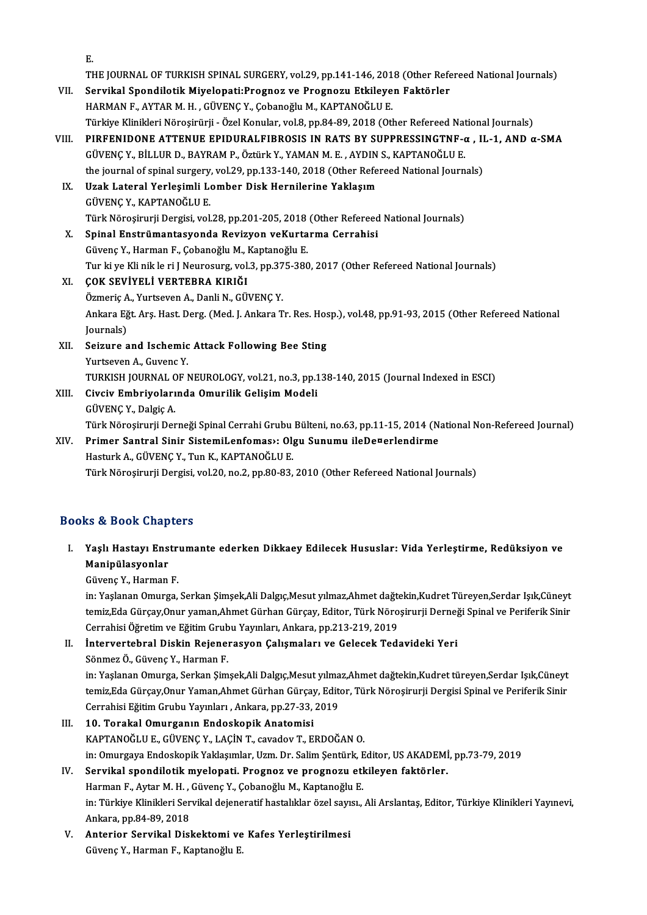E.
THE JOURNAL OF TURKISH SPINAL SURGERY, vol.29, pp.141-146, 2018 (Other Refereed National Journals)

VII. **Servikal Spondilotik Miyelopati:Prognoz ve Prognozu Etkileyen Faktörler**
HARMAN F., AYTAR M. H. , GÜVENÇ Y., Çobanoğlu M., KAPTANOĞLU E.
Türkiye Klinikleri Nöroşirürji - Özel Konular, vol.8, pp.84-89, 2018 (Other Refereed National Journals)

VIII. **PIRFENIDONE ATTENUE EPIDURALFIBROSIS IN RATS BY SUPPRESSINGTNF-α , IL-1, AND α-SMA**
GÜVENÇ Y., BİLLUR D., BAYRAM P., Öztürk Y., YAMAN M. E. , AYDIN S., KAPTANOĞLU E.
the journal of spinal surgery, vol.29, pp.133-140, 2018 (Other Refereed National Journals)

IX. **Uzak Lateral Yerleşimli Lomber Disk Hernilerine Yaklaşım**
GÜVENÇ Y., KAPTANOĞLU E.
Türk Nöroşirurji Dergisi, vol.28, pp.201-205, 2018 (Other Refereed National Journals)

X. **Spinal Enstrümantasyonda Revizyon veKurtarma Cerrahisi**
Güvenç Y., Harman F., Çobanoğlu M., Kaptanoğlu E.
Tur ki ye Kli nik le ri J Neurosurg, vol.3, pp.375-380, 2017 (Other Refereed National Journals)

XI. **ÇOK SEVİYELİ VERTEBRA KIRIĞI**
Özmeriç A., Yurtseven A., Danli N., GÜVENÇ Y.
Ankara Eğt. Arş. Hast. Derg. (Med. J. Ankara Tr. Res. Hosp.), vol.48, pp.91-93, 2015 (Other Refereed National Journals)

XII. **Seizure and Ischemic Attack Following Bee Sting**
Yurtseven A., Guvenc Y.
TURKISH JOURNAL OF NEUROLOGY, vol.21, no.3, pp.138-140, 2015 (Journal Indexed in ESCI)

XIII. **Civciv Embriyolarında Omurilik Gelişim Modeli**
GÜVENÇ Y., Dalgiç A.
Türk Nöroşirurji Derneği Spinal Cerrahi Grubu Bülteni, no.63, pp.11-15, 2014 (National Non-Refereed Journal)

XIV. **Primer Santral Sinir SistemiLenfoması: Olgu Sunumu ileDe¤erlendirme**
Hasturk A., GÜVENÇ Y., Tun K., KAPTANOĞLU E.
Türk Nöroşirurji Dergisi, vol.20, no.2, pp.80-83, 2010 (Other Refereed National Journals)

## Books & Book Chapters

I. **Yaşlı Hastayı Enstrumante ederken Dikkaey Edilecek Hususlar: Vida Yerleştirme, Redüksiyon ve Manipülasyonlar**
Güvenç Y., Harman F.
in: Yaşlanan Omurga, Serkan Şimşek,Ali Dalgıç,Mesut yılmaz,Ahmet dağtekin,Kudret Türeyen,Serdar Işık,Cüneyt temiz,Eda Gürçay,Onur yaman,Ahmet Gürhan Gürçay, Editor, Türk Nöroşirurji Derneği Spinal ve Periferik Sinir Cerrahisi Öğretim ve Eğitim Grubu Yayınları, Ankara, pp.213-219, 2019

II. **İntervertebral Diskin Rejenerasyon Çalışmaları ve Gelecek Tedavideki Yeri**
Sönmez Ö., Güvenç Y., Harman F.
in: Yaşlanan Omurga, Serkan Şimşek,Ali Dalgıç,Mesut yılmaz,Ahmet dağtekin,Kudret türeyen,Serdar Işık,Cüneyt temiz,Eda Gürçay,Onur Yaman,Ahmet Gürhan Gürçay, Editor, Türk Nöroşirurji Dergisi Spinal ve Periferik Sinir Cerrahisi Eğitim Grubu Yayınları , Ankara, pp.27-33, 2019

III. **10. Torakal Omurganın Endoskopik Anatomisi**
KAPTANOĞLU E., GÜVENÇ Y., LAÇİN T., cavadov T., ERDOĞAN O.
in: Omurgaya Endoskopik Yaklaşımlar, Uzm. Dr. Salim Şentürk, Editor, US AKADEMİ, pp.73-79, 2019

IV. **Servikal spondilotik myelopati. Prognoz ve prognozu etkileyen faktörler.**
Harman F., Aytar M. H. , Güvenç Y., Çobanoğlu M., Kaptanoğlu E.
in: Türkiye Klinikleri Servikal dejeneratif hastalıklar özel sayısı., Ali Arslantaş, Editor, Türkiye Klinikleri Yayınevi, Ankara, pp.84-89, 2018

V. **Anterior Servikal Diskektomi ve Kafes Yerleştirilmesi**
Güvenç Y., Harman F., Kaptanoğlu E.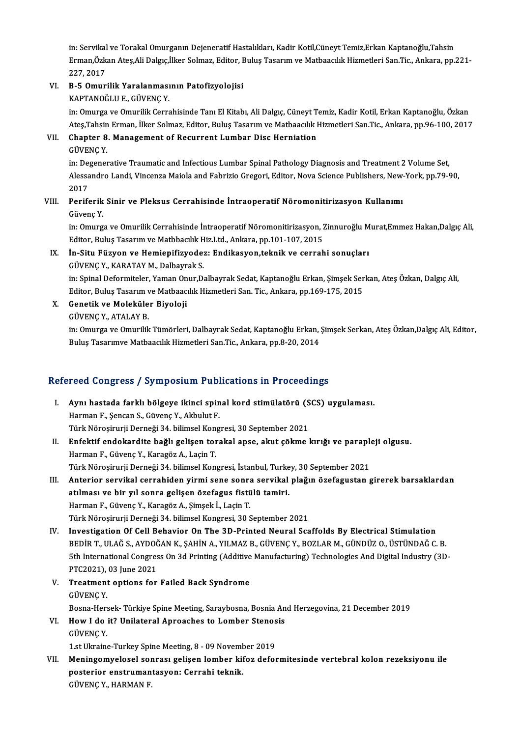in: Servikal ve Torakal Omurganın Dejeneratif Hastalıkları, Kadir Kotil,Cüneyt Temiz,Erkan Kaptanoğlu,Tahsin Erman,Özkan Ateş,Ali Dalgıç,İlker Solmaz, Editor, Buluş Tasarım ve Matbaacılık Hizmetleri San.Tic., Ankara, pp.221-227, 2017

VI. **B-5 Omurilik Yaralanmasının Patofizyolojisi**
KAPTANOĞLU E., GÜVENÇ Y.
in: Omurga ve Omurilik Cerrahisinde Tanı El Kitabı, Ali Dalgıç, Cüneyt Temiz, Kadir Kotil, Erkan Kaptanoğlu, Özkan Ateş,Tahsin Erman, İlker Solmaz, Editor, Buluş Tasarım ve Matbaacılık Hizmetleri San.Tic., Ankara, pp.96-100, 2017

VII. **Chapter 8. Management of Recurrent Lumbar Disc Herniation**
GÜVENÇ Y.
in: Degenerative Traumatic and Infectious Lumbar Spinal Pathology Diagnosis and Treatment 2 Volume Set, Alessandro Landi, Vincenza Maiola and Fabrizio Gregori, Editor, Nova Science Publishers, New-York, pp.79-90, 2017

VIII. **Periferik Sinir ve Pleksus Cerrahisinde İntraoperatif Nöromonitirizasyon Kullanımı**
Güvenç Y.
in: Omurga ve Omurilik Cerrahisinde İntraoperatif Nöromonitirizasyon, Zinnuroğlu Murat,Emmez Hakan,Dalgıç Ali, Editor, Buluş Tasarım ve Matbbacılık Hiz.Ltd., Ankara, pp.101-107, 2015

IX. **İn-Situ Füzyon ve Hemiepifizyodez: Endikasyon,teknik ve cerrahi sonuçları**
GÜVENÇ Y., KARATAY M., Dalbayrak S.
in: Spinal Deformiteler, Yaman Onur,Dalbayrak Sedat, Kaptanoğlu Erkan, Şimşek Serkan, Ateş Özkan, Dalgıç Ali, Editor, Buluş Tasarım ve Matbaacılık Hizmetleri San. Tic., Ankara, pp.169-175, 2015

X. **Genetik ve Moleküler Biyoloji**
GÜVENÇ Y., ATALAY B.
in: Omurga ve Omurilik Tümörleri, Dalbayrak Sedat, Kaptanoğlu Erkan, Şimşek Serkan, Ateş Özkan,Dalgıç Ali, Editor, Buluş Tasarımve Matbaacılık Hizmetleri San.Tic., Ankara, pp.8-20, 2014

## Refereed Congress / Symposium Publications in Proceedings

I. **Aynı hastada farklı bölgeye ikinci spinal kord stimülatörü (SCS) uygulaması.**
Harman F., Şencan S., Güvenç Y., Akbulut F.
Türk Nöroşirurji Derneği 34. bilimsel Kongresi, 30 September 2021

II. **Enfektif endokardite bağlı gelişen torakal apse, akut çökme kırığı ve parapleji olgusu.**
Harman F., Güvenç Y., Karagöz A., Laçin T.
Türk Nöroşirurji Derneği 34. bilimsel Kongresi, İstanbul, Turkey, 30 September 2021

III. **Anterior servikal cerrahiden yirmi sene sonra servikal plağın özefagustan girerek barsaklardan atılması ve bir yıl sonra gelişen özefagus fistülü tamiri.**
Harman F., Güvenç Y., Karagöz A., Şimşek İ., Laçin T.
Türk Nöroşirurji Derneği 34. bilimsel Kongresi, 30 September 2021

IV. **Investigation Of Cell Behavior On The 3D-Printed Neural Scaffolds By Electrical Stimulation**
BEDİR T., ULAĞ S., AYDOĞAN K., ŞAHİN A., YILMAZ B., GÜVENÇ Y., BOZLAR M., GÜNDÜZ O., ÜSTÜNDAĞ C. B.
5th International Congress On 3d Printing (Additive Manufacturing) Technologies And Digital Industry (3D-PTC2021), 03 June 2021

V. **Treatment options for Failed Back Syndrome**
GÜVENÇ Y.
Bosna-Hersek- Türkiye Spine Meeting, Saraybosna, Bosnia And Herzegovina, 21 December 2019

VI. **How I do it? Unilateral Aproaches to Lomber Stenosis**
GÜVENÇ Y.
1.st Ukraine-Turkey Spine Meeting, 8 - 09 November 2019

VII. **Meningomyelosel sonrası gelişen lomber kifoz deformitesinde vertebral kolon rezeksiyonu ile posterior enstrumantasyon: Cerrahi teknik.**
GÜVENÇ Y., HARMAN F.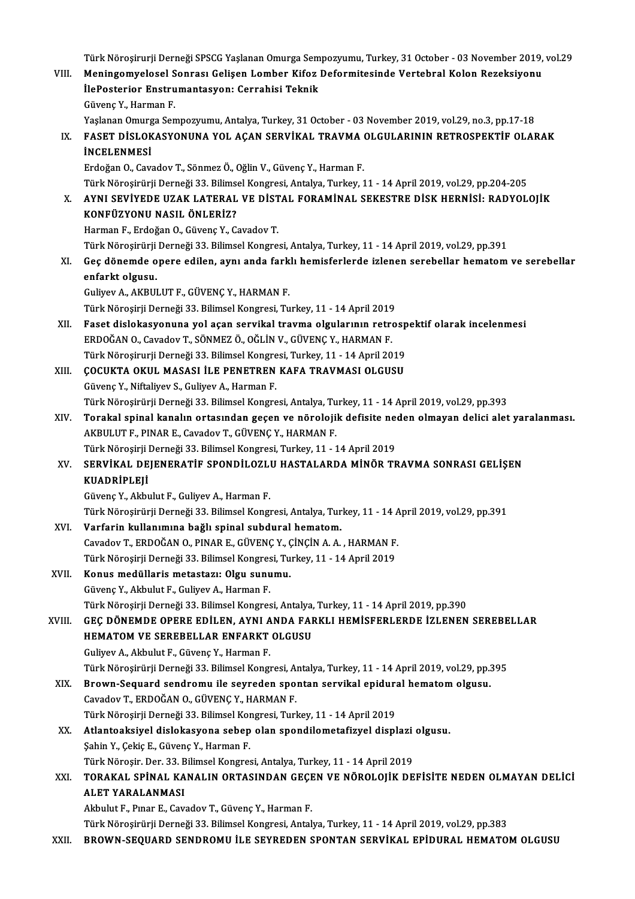Türk Nöroşirurji Derneği SPSCG Yaşlanan Omurga Sempozyumu, Turkey, 31 October - 03 November 2019, vol.29

VIII. **Meningomyelosel Sonrası Gelişen Lomber Kifoz Deformitesinde Vertebral Kolon Rezeksiyonu İlePosterior Enstrumantasyon: Cerrahisi Teknik**
Güvenç Y., Harman F.
Yaşlanan Omurga Sempozyumu, Antalya, Turkey, 31 October - 03 November 2019, vol.29, no.3, pp.17-18

IX. **FASET DİSLOKASYONUNA YOL AÇAN SERVİKAL TRAVMA OLGULARININ RETROSPEKTİF OLARAK İNCELENMESİ**
Erdoğan O., Cavadov T., Sönmez Ö., Oğlin V., Güvenç Y., Harman F.
Türk Nöroşirürji Derneği 33. Bilimsel Kongresi, Antalya, Turkey, 11 - 14 April 2019, vol.29, pp.204-205

X. **AYNI SEVİYEDE UZAK LATERAL VE DİSTAL FORAMİNAL SEKESTRE DİSK HERNİSİ: RADYOLOJİK KONFÜZYONU NASIL ÖNLERİZ?**
Harman F., Erdoğan O., Güvenç Y., Cavadov T.
Türk Nöroşirürji Derneği 33. Bilimsel Kongresi, Antalya, Turkey, 11 - 14 April 2019, vol.29, pp.391

XI. **Geç dönemde opere edilen, aynı anda farklı hemisferlerde izlenen serebellar hematom ve serebellar enfarkt olgusu.**
Guliyev A., AKBULUT F., GÜVENÇ Y., HARMAN F.
Türk Nöroşirji Derneği 33. Bilimsel Kongresi, Turkey, 11 - 14 April 2019

XII. **Faset dislokasyonuna yol açan servikal travma olgularının retrospektif olarak incelenmesi**
ERDOĞAN O., Cavadov T., SÖNMEZ Ö., OĞLİN V., GÜVENÇ Y., HARMAN F.
Türk Nöroşirurji Derneği 33. Bilimsel Kongresi, Turkey, 11 - 14 April 2019

XIII. **ÇOCUKTA OKUL MASASI İLE PENETREN KAFA TRAVMASI OLGUSU**
Güvenç Y., Niftaliyev S., Guliyev A., Harman F.
Türk Nöroşirürji Derneği 33. Bilimsel Kongresi, Antalya, Turkey, 11 - 14 April 2019, vol.29, pp.393

XIV. **Torakal spinal kanalın ortasından geçen ve nörolojik defisite neden olmayan delici alet yaralanması.**
AKBULUT F., PINAR E., Cavadov T., GÜVENÇ Y., HARMAN F.
Türk Nöroşirji Derneği 33. Bilimsel Kongresi, Turkey, 11 - 14 April 2019

XV. **SERVİKAL DEJENERATİF SPONDİLOZLU HASTALARDA MİNÖR TRAVMA SONRASI GELİŞEN KUADRİPLEJİ**
Güvenç Y., Akbulut F., Guliyev A., Harman F.
Türk Nöroşirürji Derneği 33. Bilimsel Kongresi, Antalya, Turkey, 11 - 14 April 2019, vol.29, pp.391

XVI. **Varfarin kullanımına bağlı spinal subdural hematom.**
Cavadov T., ERDOĞAN O., PINAR E., GÜVENÇ Y., ÇİNÇİN A. A. , HARMAN F.
Türk Nöroşirji Derneği 33. Bilimsel Kongresi, Turkey, 11 - 14 April 2019

XVII. **Konus medüllaris metastazı: Olgu sunumu.**
Güvenç Y., Akbulut F., Guliyev A., Harman F.
Türk Nöroşirji Derneği 33. Bilimsel Kongresi, Antalya, Turkey, 11 - 14 April 2019, pp.390

XVIII. **GEÇ DÖNEMDE OPERE EDİLEN, AYNI ANDA FARKLI HEMİSFERLERDE İZLENEN SEREBELLAR HEMATOM VE SEREBELLAR ENFARKT OLGUSU**
Guliyev A., Akbulut F., Güvenç Y., Harman F.
Türk Nöroşirürji Derneği 33. Bilimsel Kongresi, Antalya, Turkey, 11 - 14 April 2019, vol.29, pp.395

XIX. **Brown-Sequard sendromu ile seyreden spontan servikal epidural hematom olgusu.**
Cavadov T., ERDOĞAN O., GÜVENÇ Y., HARMAN F.
Türk Nöroşirji Derneği 33. Bilimsel Kongresi, Turkey, 11 - 14 April 2019

XX. **Atlantoaksiyel dislokasyona sebep olan spondilometafizyel displazi olgusu.**
Şahin Y., Çekiç E., Güvenç Y., Harman F.
Türk Nöroşir. Der. 33. Bilimsel Kongresi, Antalya, Turkey, 11 - 14 April 2019

XXI. **TORAKAL SPİNAL KANALIN ORTASINDAN GEÇEN VE NÖROLOJİK DEFİSİTE NEDEN OLMAYAN DELİCİ ALET YARALANMASI**
Akbulut F., Pınar E., Cavadov T., Güvenç Y., Harman F.
Türk Nöroşirürji Derneği 33. Bilimsel Kongresi, Antalya, Turkey, 11 - 14 April 2019, vol.29, pp.383

XXII. **BROWN-SEQUARD SENDROMU İLE SEYREDEN SPONTAN SERVİKAL EPİDURAL HEMATOM OLGUSU**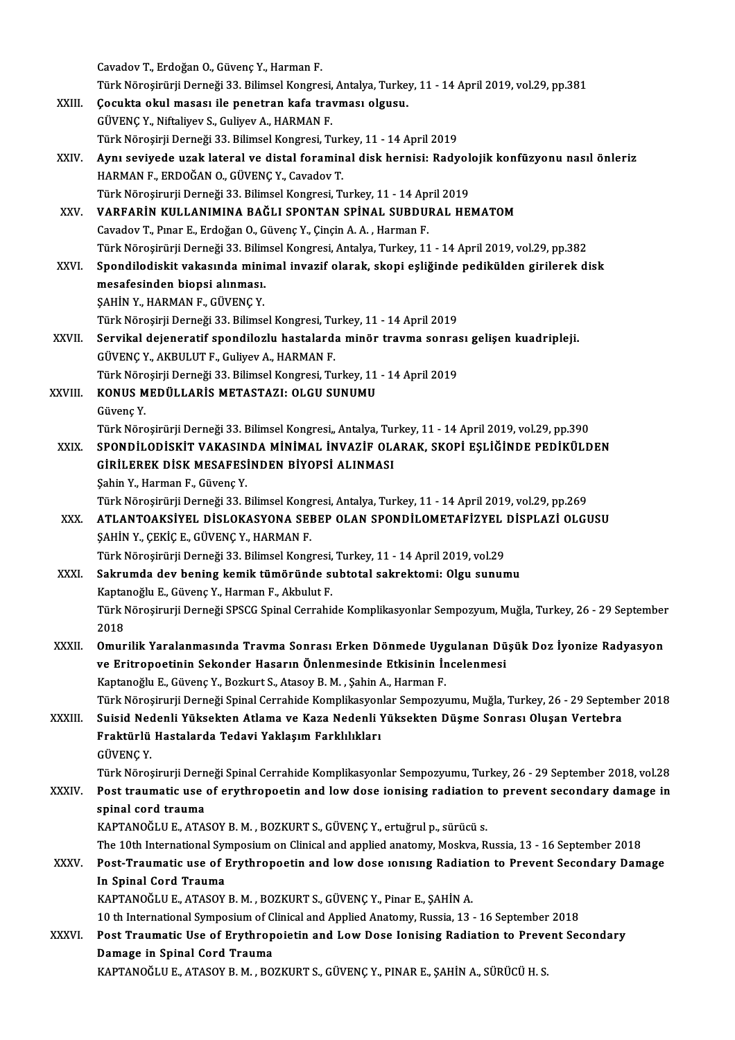Cavadov T., Erdoğan O., Güvenç Y., Harman F.
Türk Nöroşirürji Derneği 33. Bilimsel Kongresi, Antalya, Turkey, 11 - 14 April 2019, vol.29, pp.381

XXIII. **Çocukta okul masası ile penetran kafa travması olgusu.**
GÜVENÇ Y., Niftaliyev S., Guliyev A., HARMAN F.
Türk Nöroşirji Derneği 33. Bilimsel Kongresi, Turkey, 11 - 14 April 2019

XXIV. **Aynı seviyede uzak lateral ve distal foraminal disk hernisi: Radyolojik konfüzyonu nasıl önleriz**
HARMAN F., ERDOĞAN O., GÜVENÇ Y., Cavadov T.
Türk Nöroşirurji Derneği 33. Bilimsel Kongresi, Turkey, 11 - 14 April 2019

XXV. **VARFARİN KULLANIMINA BAĞLI SPONTAN SPİNAL SUBDURAL HEMATOM**
Cavadov T., Pınar E., Erdoğan O., Güvenç Y., Çinçin A. A. , Harman F.
Türk Nöroşirürji Derneği 33. Bilimsel Kongresi, Antalya, Turkey, 11 - 14 April 2019, vol.29, pp.382

XXVI. **Spondilodiskit vakasında minimal invazif olarak, skopi eşliğinde pedikülden girilerek disk mesafesinden biopsi alınması.**
ŞAHİN Y., HARMAN F., GÜVENÇ Y.
Türk Nöroşirji Derneği 33. Bilimsel Kongresi, Turkey, 11 - 14 April 2019

XXVII. **Servikal dejeneratif spondilozlu hastalarda minör travma sonrası gelişen kuadripleji.**
GÜVENÇ Y., AKBULUT F., Guliyev A., HARMAN F.
Türk Nöroşirji Derneği 33. Bilimsel Kongresi, Turkey, 11 - 14 April 2019

XXVIII. **KONUS MEDÜLLARİS METASTAZI: OLGU SUNUMU**
Güvenç Y.
Türk Nöroşirürji Derneği 33. Bilimsel Kongresi,, Antalya, Turkey, 11 - 14 April 2019, vol.29, pp.390

XXIX. **SPONDİLODİSKİT VAKASINDA MİNİMAL İNVAZİF OLARAK, SKOPİ EŞLİĞİNDE PEDİKÜLDEN GİRİLEREK DİSK MESAFESİNDEN BİYOPSİ ALINMASI**
Şahin Y., Harman F., Güvenç Y.
Türk Nöroşirürji Derneği 33. Bilimsel Kongresi, Antalya, Turkey, 11 - 14 April 2019, vol.29, pp.269

XXX. **ATLANTOAKSİYEL DİSLOKASYONA SEBEP OLAN SPONDİLOMETAFİZYEL DİSPLAZİ OLGUSU**
ŞAHİN Y., ÇEKİÇ E., GÜVENÇ Y., HARMAN F.
Türk Nöroşirürji Derneği 33. Bilimsel Kongresi, Turkey, 11 - 14 April 2019, vol.29

XXXI. **Sakrumda dev bening kemik tümöründe subtotal sakrektomi: Olgu sunumu**
Kaptanoğlu E., Güvenç Y., Harman F., Akbulut F.
Türk Nöroşirurji Derneği SPSCG Spinal Cerrahide Komplikasyonlar Sempozyum, Muğla, Turkey, 26 - 29 September 2018

XXXII. **Omurilik Yaralanmasında Travma Sonrası Erken Dönmede Uygulanan Düşük Doz İyonize Radyasyon ve Eritropoetinin Sekonder Hasarın Önlenmesinde Etkisinin İncelenmesi**
Kaptanoğlu E., Güvenç Y., Bozkurt S., Atasoy B. M. , Şahin A., Harman F.
Türk Nöroşirurji Derneği Spinal Cerrahide Komplikasyonlar Sempozyumu, Muğla, Turkey, 26 - 29 September 2018

XXXIII. **Suisid Nedenli Yüksekten Atlama ve Kaza Nedenli Yüksekten Düşme Sonrası Oluşan Vertebra Fraktürlü Hastalarda Tedavi Yaklaşım Farklılıkları**
GÜVENÇ Y.
Türk Nöroşirurji Derneği Spinal Cerrahide Komplikasyonlar Sempozyumu, Turkey, 26 - 29 September 2018, vol.28

XXXIV. **Post traumatic use of erythropoetin and low dose ionising radiation to prevent secondary damage in spinal cord trauma**
KAPTANOĞLU E., ATASOY B. M. , BOZKURT S., GÜVENÇ Y., ertuğrul p., sürücü s.
The 10th International Symposium on Clinical and applied anatomy, Moskva, Russia, 13 - 16 September 2018

XXXV. **Post-Traumatic use of Erythropoetin and low dose ıonısıng Radiation to Prevent Secondary Damage In Spinal Cord Trauma**
KAPTANOĞLU E., ATASOY B. M. , BOZKURT S., GÜVENÇ Y., Pinar E., ŞAHİN A.
10 th International Symposium of Clinical and Applied Anatomy, Russia, 13 - 16 September 2018

XXXVI. **Post Traumatic Use of Erythropoietin and Low Dose Ionising Radiation to Prevent Secondary Damage in Spinal Cord Trauma**
KAPTANOĞLU E., ATASOY B. M. , BOZKURT S., GÜVENÇ Y., PINAR E., ŞAHİN A., SÜRÜCÜ H. S.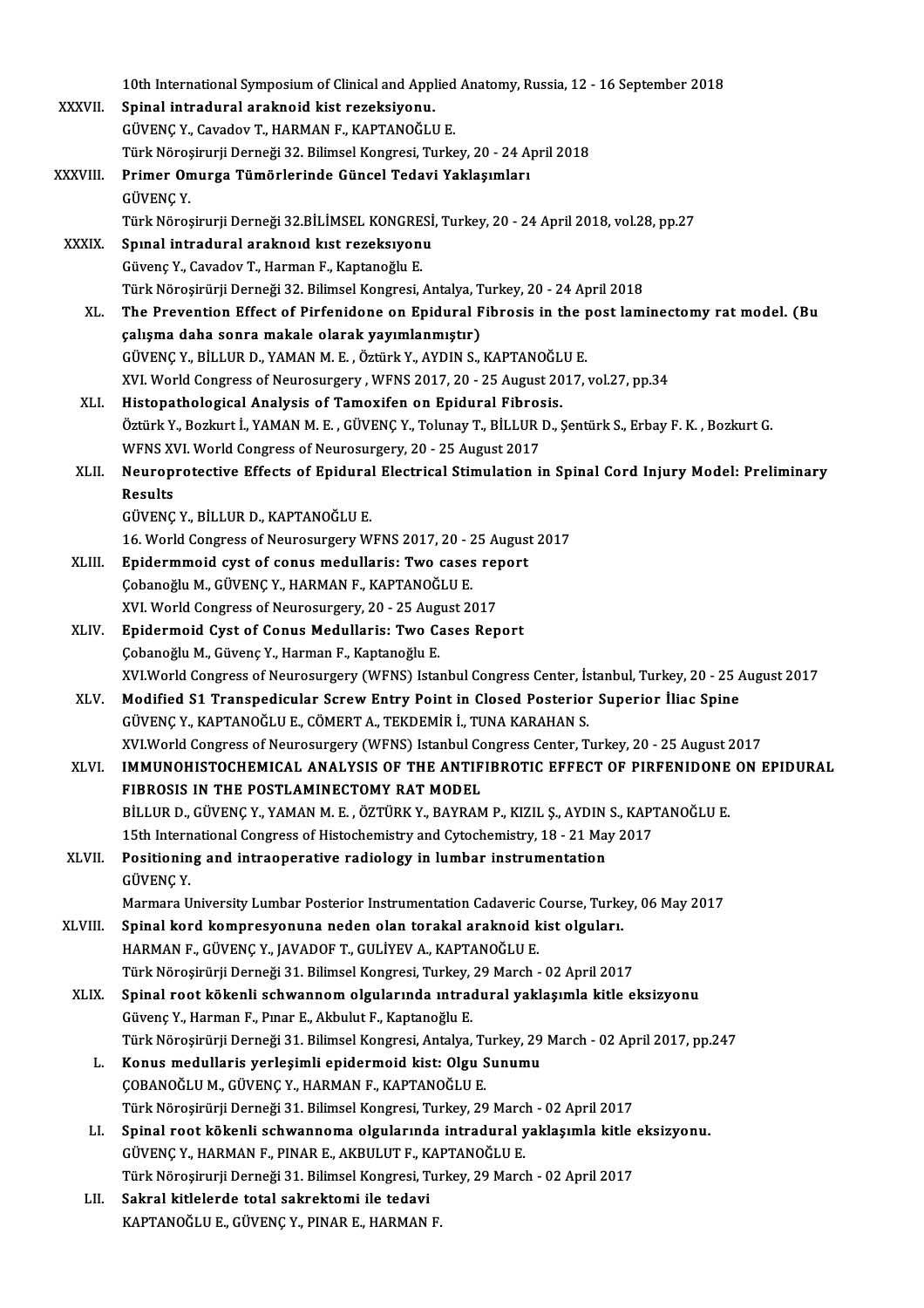10th International Symposium of Clinical and Applied Anatomy, Russia, 12 - 16 September 2018

XXXVII. **Spinal intradural araknoid kist rezeksiyonu.**
GÜVENÇ Y., Cavadov T., HARMAN F., KAPTANOĞLU E.
Türk Nöroşirurji Derneği 32. Bilimsel Kongresi, Turkey, 20 - 24 April 2018

XXXVIII. **Primer Omurga Tümörlerinde Güncel Tedavi Yaklaşımları**
GÜVENÇ Y.
Türk Nöroşirurji Derneği 32.BİLİMSEL KONGRESİ, Turkey, 20 - 24 April 2018, vol.28, pp.27

XXXIX. **Spınal intradural araknoıd kıst rezeksıyonu**
Güvenç Y., Cavadov T., Harman F., Kaptanoğlu E.
Türk Nöroşirürji Derneği 32. Bilimsel Kongresi, Antalya, Turkey, 20 - 24 April 2018

XL. **The Prevention Effect of Pirfenidone on Epidural Fibrosis in the post laminectomy rat model. (Bu çalışma daha sonra makale olarak yayımlanmıştır)**
GÜVENÇ Y., BİLLUR D., YAMAN M. E. , Öztürk Y., AYDIN S., KAPTANOĞLU E.
XVI. World Congress of Neurosurgery , WFNS 2017, 20 - 25 August 2017, vol.27, pp.34

XLI. **Histopathological Analysis of Tamoxifen on Epidural Fibrosis.**
Öztürk Y., Bozkurt İ., YAMAN M. E. , GÜVENÇ Y., Tolunay T., BİLLUR D., Şentürk S., Erbay F. K. , Bozkurt G.
WFNS XVI. World Congress of Neurosurgery, 20 - 25 August 2017

XLII. **Neuroprotective Effects of Epidural Electrical Stimulation in Spinal Cord Injury Model: Preliminary Results**
GÜVENÇ Y., BİLLUR D., KAPTANOĞLU E.
16. World Congress of Neurosurgery WFNS 2017, 20 - 25 August 2017

XLIII. **Epidermmoid cyst of conus medullaris: Two cases report**
Çobanoğlu M., GÜVENÇ Y., HARMAN F., KAPTANOĞLU E.
XVI. World Congress of Neurosurgery, 20 - 25 August 2017

XLIV. **Epidermoid Cyst of Conus Medullaris: Two Cases Report**
Çobanoğlu M., Güvenç Y., Harman F., Kaptanoğlu E.
XVI.World Congress of Neurosurgery (WFNS) Istanbul Congress Center, İstanbul, Turkey, 20 - 25 August 2017

XLV. **Modified S1 Transpedicular Screw Entry Point in Closed Posterior Superior İliac Spine**
GÜVENÇ Y., KAPTANOĞLU E., CÖMERT A., TEKDEMİR İ., TUNA KARAHAN S.
XVI.World Congress of Neurosurgery (WFNS) Istanbul Congress Center, Turkey, 20 - 25 August 2017

XLVI. **IMMUNOHISTOCHEMICAL ANALYSIS OF THE ANTIFIBROTIC EFFECT OF PIRFENIDONE ON EPIDURAL FIBROSIS IN THE POSTLAMINECTOMY RAT MODEL**
BİLLUR D., GÜVENÇ Y., YAMAN M. E. , ÖZTÜRK Y., BAYRAM P., KIZIL Ş., AYDIN S., KAPTANOĞLU E.
15th International Congress of Histochemistry and Cytochemistry, 18 - 21 May 2017

XLVII. **Positioning and intraoperative radiology in lumbar instrumentation**
GÜVENÇ Y.
Marmara University Lumbar Posterior Instrumentation Cadaveric Course, Turkey, 06 May 2017

XLVIII. **Spinal kord kompresyonuna neden olan torakal araknoid kist olguları.**
HARMAN F., GÜVENÇ Y., JAVADOF T., GULİYEV A., KAPTANOĞLU E.
Türk Nöroşirürji Derneği 31. Bilimsel Kongresi, Turkey, 29 March - 02 April 2017

XLIX. **Spinal root kökenli schwannom olgularında ıntradural yaklaşımla kitle eksizyonu**
Güvenç Y., Harman F., Pınar E., Akbulut F., Kaptanoğlu E.
Türk Nöroşirürji Derneği 31. Bilimsel Kongresi, Antalya, Turkey, 29 March - 02 April 2017, pp.247

L. **Konus medullaris yerleşimli epidermoid kist: Olgu Sunumu**
ÇOBANOĞLU M., GÜVENÇ Y., HARMAN F., KAPTANOĞLU E.
Türk Nöroşirürji Derneği 31. Bilimsel Kongresi, Turkey, 29 March - 02 April 2017

LI. **Spinal root kökenli schwannoma olgularında intradural yaklaşımla kitle eksizyonu.**
GÜVENÇ Y., HARMAN F., PINAR E., AKBULUT F., KAPTANOĞLU E.
Türk Nöroşirurji Derneği 31. Bilimsel Kongresi, Turkey, 29 March - 02 April 2017

LII. **Sakral kitlelerde total sakrektomi ile tedavi**
KAPTANOĞLU E., GÜVENÇ Y., PINAR E., HARMAN F.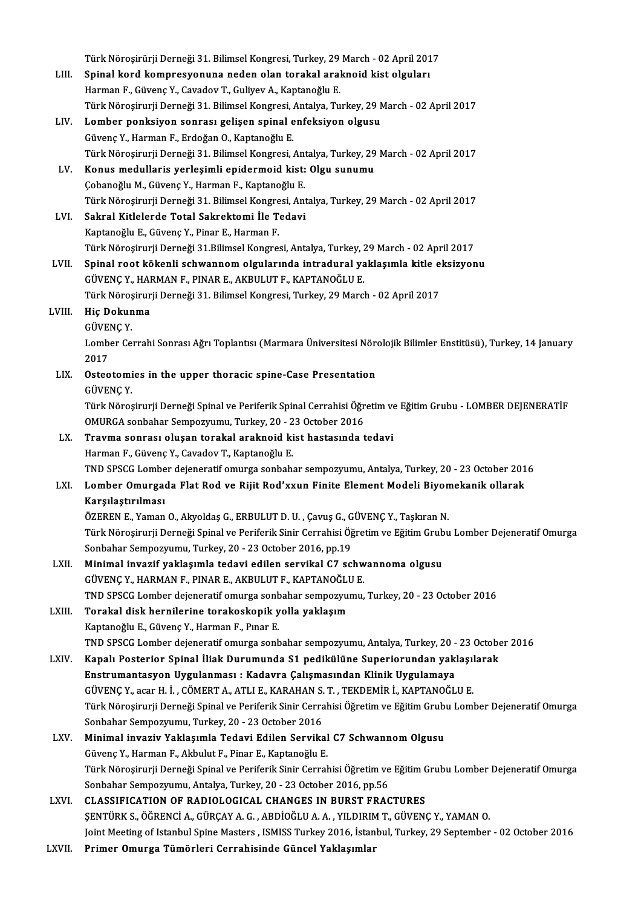Türk Nöroşirürji Derneği 31. Bilimsel Kongresi, Turkey, 29 March - 02 April 2017

LIII. **Spinal kord kompresyonuna neden olan torakal araknoid kist olguları**
Harman F., Güvenç Y., Cavadov T., Guliyev A., Kaptanoğlu E.
Türk Nöroşirurji Derneği 31. Bilimsel Kongresi, Antalya, Turkey, 29 March - 02 April 2017

LIV. **Lomber ponksiyon sonrası gelişen spinal enfeksiyon olgusu**
Güvenç Y., Harman F., Erdoğan O., Kaptanoğlu E.
Türk Nöroşirurji Derneği 31. Bilimsel Kongresi, Antalya, Turkey, 29 March - 02 April 2017

LV. **Konus medullaris yerleşimli epidermoid kist: Olgu sunumu**
Çobanoğlu M., Güvenç Y., Harman F., Kaptanoğlu E.
Türk Nöroşirurji Derneği 31. Bilimsel Kongresi, Antalya, Turkey, 29 March - 02 April 2017

LVI. **Sakral Kitlelerde Total Sakrektomi İle Tedavi**
Kaptanoğlu E., Güvenç Y., Pinar E., Harman F.
Türk Nöroşirurji Derneği 31.Bilimsel Kongresi, Antalya, Turkey, 29 March - 02 April 2017

LVII. **Spinal root kökenli schwannom olgularında intradural yaklaşımla kitle eksizyonu**
GÜVENÇ Y., HARMAN F., PINAR E., AKBULUT F., KAPTANOĞLU E.
Türk Nöroşirurji Derneği 31. Bilimsel Kongresi, Turkey, 29 March - 02 April 2017

LVIII. **Hiç Dokunma**
GÜVENÇ Y.
Lomber Cerrahi Sonrası Ağrı Toplantısı (Marmara Üniversitesi Nörolojik Bilimler Enstitüsü), Turkey, 14 January 2017

LIX. **Osteotomies in the upper thoracic spine-Case Presentation**
GÜVENÇ Y.
Türk Nöroşirurji Derneği Spinal ve Periferik Spinal Cerrahisi Öğretim ve Eğitim Grubu - LOMBER DEJENERATİF OMURGA sonbahar Sempozyumu, Turkey, 20 - 23 October 2016

LX. **Travma sonrası oluşan torakal araknoid kist hastasında tedavi**
Harman F., Güvenç Y., Cavadov T., Kaptanoğlu E.
TND SPSCG Lomber dejeneratif omurga sonbahar sempozyumu, Antalya, Turkey, 20 - 23 October 2016

LXI. **Lomber Omurgada Flat Rod ve Rijit Rod'xxun Finite Element Modeli Biyomekanik ollarak Karşılaştırılması**
ÖZEREN E., Yaman O., Akyoldaş G., ERBULUT D. U. , Çavuş G., GÜVENÇ Y., Taşkıran N.
Türk Nöroşirurji Derneği Spinal ve Periferik Sinir Cerrahisi Öğretim ve Eğitim Grubu Lomber Dejeneratif Omurga Sonbahar Sempozyumu, Turkey, 20 - 23 October 2016, pp.19

LXII. **Minimal invazif yaklaşımla tedavi edilen servikal C7 schwannoma olgusu**
GÜVENÇ Y., HARMAN F., PINAR E., AKBULUT F., KAPTANOĞLU E.
TND SPSCG Lomber dejeneratif omurga sonbahar sempozyumu, Turkey, 20 - 23 October 2016

LXIII. **Torakal disk hernilerine torakoskopik yolla yaklaşım**
Kaptanoğlu E., Güvenç Y., Harman F., Pınar E.
TND SPSCG Lomber dejeneratif omurga sonbahar sempozyumu, Antalya, Turkey, 20 - 23 October 2016

LXIV. **Kapalı Posterior Spinal İliak Durumunda S1 pedikülüne Superiorundan yaklaşılarak Enstrumantasyon Uygulanması : Kadavra Çalışmasından Klinik Uygulamaya**
GÜVENÇ Y., acar H. İ. , CÖMERT A., ATLI E., KARAHAN S. T. , TEKDEMİR İ., KAPTANOĞLU E.
Türk Nöroşirurji Derneği Spinal ve Periferik Sinir Cerrahisi Öğretim ve Eğitim Grubu Lomber Dejeneratif Omurga Sonbahar Sempozyumu, Turkey, 20 - 23 October 2016

LXV. **Minimal invaziv Yaklaşımla Tedavi Edilen Servikal C7 Schwannom Olgusu**
Güvenç Y., Harman F., Akbulut F., Pinar E., Kaptanoğlu E.
Türk Nöroşirurji Derneği Spinal ve Periferik Sinir Cerrahisi Öğretim ve Eğitim Grubu Lomber Dejeneratif Omurga Sonbahar Sempozyumu, Antalya, Turkey, 20 - 23 October 2016, pp.56

LXVI. **CLASSIFICATION OF RADIOLOGICAL CHANGES IN BURST FRACTURES**
ŞENTÜRK S., ÖĞRENCİ A., GÜRÇAY A. G. , ABDİOĞLU A. A. , YILDIRIM T., GÜVENÇ Y., YAMAN O.
Joint Meeting of Istanbul Spine Masters , ISMISS Turkey 2016, İstanbul, Turkey, 29 September - 02 October 2016

LXVII. **Primer Omurga Tümörleri Cerrahisinde Güncel Yaklaşımlar**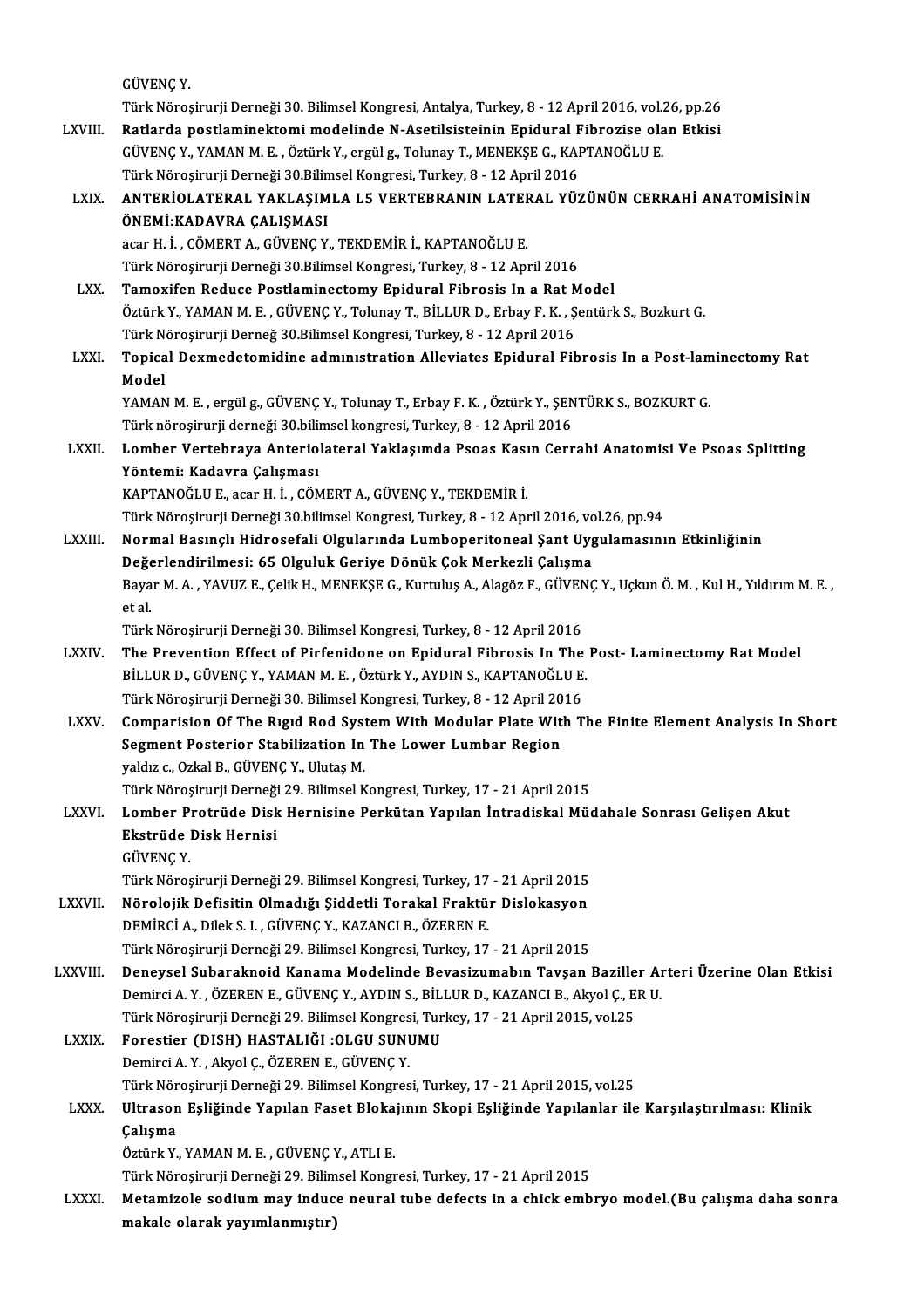GÜVENÇ Y.

Türk Nöroşirurji Derneği 30. Bilimsel Kongresi, Antalya, Turkey, 8 - 12 April 2016, vol.26, pp.26

LXVIII. **Ratlarda postlaminektomi modelinde N-Asetilsisteinin Epidural Fibrozise olan Etkisi**
GÜVENÇ Y., YAMAN M. E. , Öztürk Y., ergül g., Tolunay T., MENEKŞE G., KAPTANOĞLU E.
Türk Nöroşirurji Derneği 30.Bilimsel Kongresi, Turkey, 8 - 12 April 2016

LXIX. **ANTERİOLATERAL YAKLAŞIMLA L5 VERTEBRANIN LATERAL YÜZÜNÜN CERRAHİ ANATOMİSİNİN ÖNEMİ:KADAVRA ÇALIŞMASI**
acar H. İ. , CÖMERT A., GÜVENÇ Y., TEKDEMİR İ., KAPTANOĞLU E.
Türk Nöroşirurji Derneği 30.Bilimsel Kongresi, Turkey, 8 - 12 April 2016

LXX. **Tamoxifen Reduce Postlaminectomy Epidural Fibrosis In a Rat Model**
Öztürk Y., YAMAN M. E. , GÜVENÇ Y., Tolunay T., BİLLUR D., Erbay F. K. , Şentürk S., Bozkurt G.
Türk Nöroşirurji Derneğ 30.Bilimsel Kongresi, Turkey, 8 - 12 April 2016

LXXI. **Topical Dexmedetomidine admınıstration Alleviates Epidural Fibrosis In a Post-laminectomy Rat Model**
YAMAN M. E. , ergül g., GÜVENÇ Y., Tolunay T., Erbay F. K. , Öztürk Y., ŞENTÜRK S., BOZKURT G.
Türk nöroşirurji derneği 30.bilimsel kongresi, Turkey, 8 - 12 April 2016

LXXII. **Lomber Vertebraya Anteriolateral Yaklaşımda Psoas Kasın Cerrahi Anatomisi Ve Psoas Splitting Yöntemi: Kadavra Çalışması**
KAPTANOĞLU E., acar H. İ. , CÖMERT A., GÜVENÇ Y., TEKDEMİR İ.
Türk Nöroşirurji Derneği 30.bilimsel Kongresi, Turkey, 8 - 12 April 2016, vol.26, pp.94

LXXIII. **Normal Basınçlı Hidrosefali Olgularında Lumboperitoneal Şant Uygulamasının Etkinliğinin Değerlendirilmesi: 65 Olguluk Geriye Dönük Çok Merkezli Çalışma**
Bayar M. A. , YAVUZ E., Çelik H., MENEKŞE G., Kurtuluş A., Alagöz F., GÜVENÇ Y., Uçkun Ö. M. , Kul H., Yıldırım M. E. , et al.
Türk Nöroşirurji Derneği 30. Bilimsel Kongresi, Turkey, 8 - 12 April 2016

LXXIV. **The Prevention Effect of Pirfenidone on Epidural Fibrosis In The Post- Laminectomy Rat Model**
BİLLUR D., GÜVENÇ Y., YAMAN M. E. , Öztürk Y., AYDIN S., KAPTANOĞLU E.
Türk Nöroşirurji Derneği 30. Bilimsel Kongresi, Turkey, 8 - 12 April 2016

LXXV. **Comparision Of The Rıgıd Rod System With Modular Plate With The Finite Element Analysis In Short Segment Posterior Stabilization In The Lower Lumbar Region**
yaldız c., Ozkal B., GÜVENÇ Y., Ulutaş M.
Türk Nöroşirurji Derneği 29. Bilimsel Kongresi, Turkey, 17 - 21 April 2015

LXXVI. **Lomber Protrüde Disk Hernisine Perkütan Yapılan İntradiskal Müdahale Sonrası Gelişen Akut Ekstrüde Disk Hernisi**
GÜVENÇ Y.
Türk Nöroşirurji Derneği 29. Bilimsel Kongresi, Turkey, 17 - 21 April 2015

LXXVII. **Nörolojik Defisitin Olmadığı Şiddetli Torakal Fraktür Dislokasyon**
DEMİRCİ A., Dilek S. I. , GÜVENÇ Y., KAZANCI B., ÖZEREN E.
Türk Nöroşirurji Derneği 29. Bilimsel Kongresi, Turkey, 17 - 21 April 2015

LXXVIII. **Deneysel Subaraknoid Kanama Modelinde Bevasizumabın Tavşan Baziller Arteri Üzerine Olan Etkisi**
Demirci A. Y. , ÖZEREN E., GÜVENÇ Y., AYDIN S., BİLLUR D., KAZANCI B., Akyol Ç., ER U.
Türk Nöroşirurji Derneği 29. Bilimsel Kongresi, Turkey, 17 - 21 April 2015, vol.25

LXXIX. **Forestier (DISH) HASTALIĞI :OLGU SUNUMU**
Demirci A. Y. , Akyol Ç., ÖZEREN E., GÜVENÇ Y.
Türk Nöroşirurji Derneği 29. Bilimsel Kongresi, Turkey, 17 - 21 April 2015, vol.25

LXXX. **Ultrason Eşliğinde Yapılan Faset Blokajının Skopi Eşliğinde Yapılanlar ile Karşılaştırılması: Klinik Çalışma**
Öztürk Y., YAMAN M. E. , GÜVENÇ Y., ATLI E.
Türk Nöroşirurji Derneği 29. Bilimsel Kongresi, Turkey, 17 - 21 April 2015

LXXXI. **Metamizole sodium may induce neural tube defects in a chick embryo model.(Bu çalışma daha sonra makale olarak yayımlanmıştır)**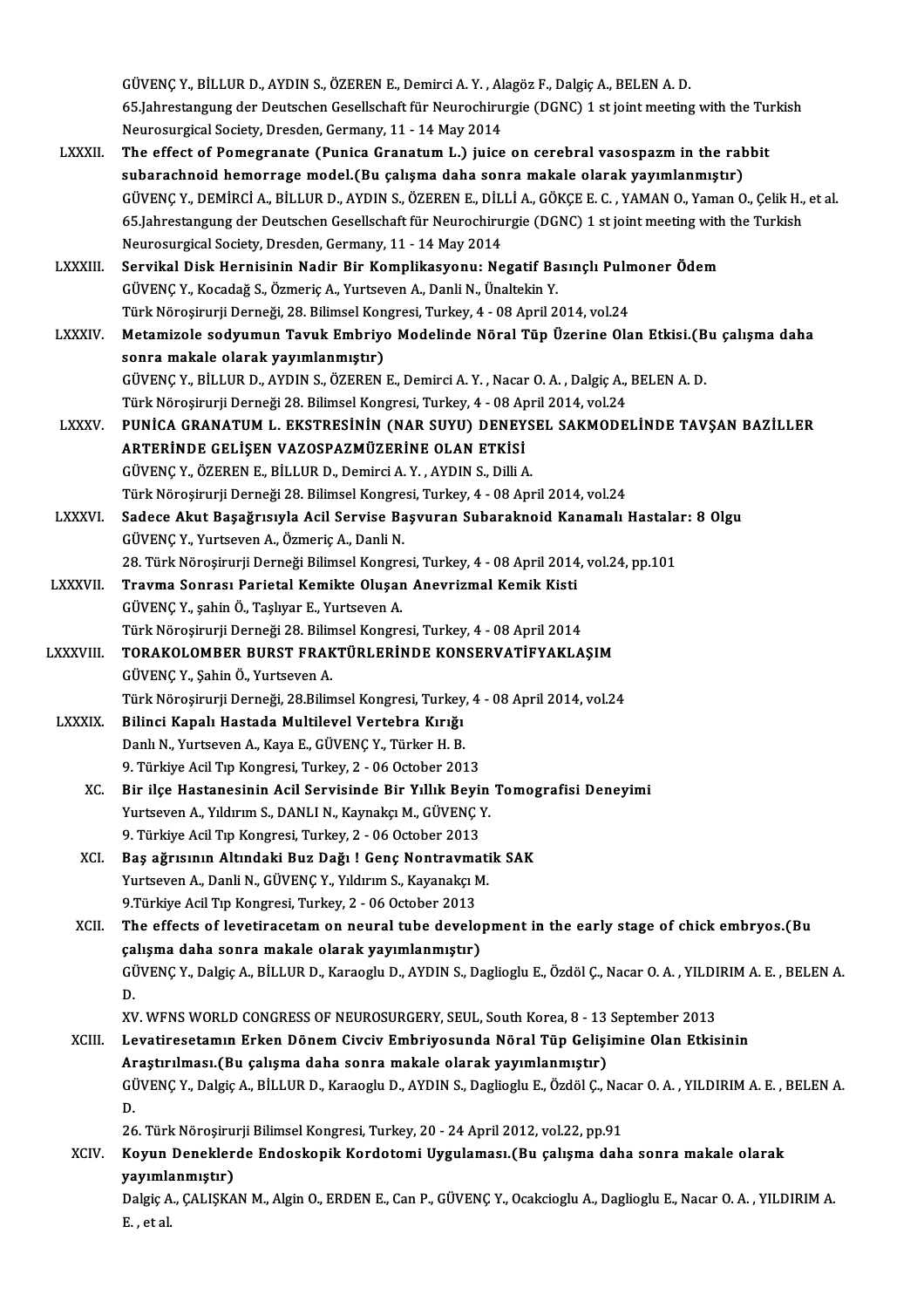GÜVENÇ Y., BİLLUR D., AYDIN S., ÖZEREN E., Demirci A. Y. , Alagöz F., Dalgiç A., BELEN A. D.
65.Jahrestangung der Deutschen Gesellschaft für Neurochirurgie (DGNC) 1 st joint meeting with the Turkish Neurosurgical Society, Dresden, Germany, 11 - 14 May 2014

LXXXII. **The effect of Pomegranate (Punica Granatum L.) juice on cerebral vasospazm in the rabbit subarachnoid hemorrage model.(Bu çalışma daha sonra makale olarak yayımlanmıştır)**
GÜVENÇ Y., DEMİRCİ A., BİLLUR D., AYDIN S., ÖZEREN E., DİLLİ A., GÖKÇE E. C. , YAMAN O., Yaman O., Çelik H., et al.
65.Jahrestangung der Deutschen Gesellschaft für Neurochirurgie (DGNC) 1 st joint meeting with the Turkish Neurosurgical Society, Dresden, Germany, 11 - 14 May 2014

LXXXIII. **Servikal Disk Hernisinin Nadir Bir Komplikasyonu: Negatif Basınçlı Pulmoner Ödem**
GÜVENÇ Y., Kocadağ S., Özmeriç A., Yurtseven A., Danli N., Ünaltekin Y.
Türk Nöroşirurji Derneği, 28. Bilimsel Kongresi, Turkey, 4 - 08 April 2014, vol.24

LXXXIV. **Metamizole sodyumun Tavuk Embriyo Modelinde Nöral Tüp Üzerine Olan Etkisi.(Bu çalışma daha sonra makale olarak yayımlanmıştır)**
GÜVENÇ Y., BİLLUR D., AYDIN S., ÖZEREN E., Demirci A. Y. , Nacar O. A. , Dalgiç A., BELEN A. D.
Türk Nöroşirurji Derneği 28. Bilimsel Kongresi, Turkey, 4 - 08 April 2014, vol.24

LXXXV. **PUNİCA GRANATUM L. EKSTRESİNİN (NAR SUYU) DENEYSEL SAKMODELİNDE TAVŞAN BAZİLLER ARTERİNDE GELİŞEN VAZOSPAZMÜZERİNE OLAN ETKİSİ**
GÜVENÇ Y., ÖZEREN E., BİLLUR D., Demirci A. Y. , AYDIN S., Dilli A.
Türk Nöroşirurji Derneği 28. Bilimsel Kongresi, Turkey, 4 - 08 April 2014, vol.24

LXXXVI. **Sadece Akut Başağrısıyla Acil Servise Başvuran Subaraknoid Kanamalı Hastalar: 8 Olgu**
GÜVENÇ Y., Yurtseven A., Özmeriç A., Danli N.
28. Türk Nöroşirurji Derneği Bilimsel Kongresi, Turkey, 4 - 08 April 2014, vol.24, pp.101

LXXXVII. **Travma Sonrası Parietal Kemikte Oluşan Anevrizmal Kemik Kisti**
GÜVENÇ Y., şahin Ö., Taşlıyar E., Yurtseven A.
Türk Nöroşirurji Derneği 28. Bilimsel Kongresi, Turkey, 4 - 08 April 2014

LXXXVIII. **TORAKOLOMBER BURST FRAKTÜRLERİNDE KONSERVATİFYAKLAŞIM**
GÜVENÇ Y., Şahin Ö., Yurtseven A.
Türk Nöroşirurji Derneği, 28.Bilimsel Kongresi, Turkey, 4 - 08 April 2014, vol.24

LXXXIX. **Bilinci Kapalı Hastada Multilevel Vertebra Kırığı**
Danlı N., Yurtseven A., Kaya E., GÜVENÇ Y., Türker H. B.
9. Türkiye Acil Tıp Kongresi, Turkey, 2 - 06 October 2013

XC. **Bir ilçe Hastanesinin Acil Servisinde Bir Yıllık Beyin Tomografisi Deneyimi**
Yurtseven A., Yıldırım S., DANLI N., Kaynakçı M., GÜVENÇ Y.
9. Türkiye Acil Tıp Kongresi, Turkey, 2 - 06 October 2013

XCI. **Baş ağrısının Altındaki Buz Dağı ! Genç Nontravmatik SAK**
Yurtseven A., Danli N., GÜVENÇ Y., Yıldırım S., Kayanakçı M.
9.Türkiye Acil Tıp Kongresi, Turkey, 2 - 06 October 2013

XCII. **The effects of levetiracetam on neural tube development in the early stage of chick embryos.(Bu çalışma daha sonra makale olarak yayımlanmıştır)**
GÜVENÇ Y., Dalgiç A., BİLLUR D., Karaoglu D., AYDIN S., Daglioglu E., Özdöl Ç., Nacar O. A. , YILDIRIM A. E. , BELEN A. D.
XV. WFNS WORLD CONGRESS OF NEUROSURGERY, SEUL, South Korea, 8 - 13 September 2013

XCIII. **Levatiresetamın Erken Dönem Civciv Embriyosunda Nöral Tüp Gelişimine Olan Etkisinin Araştırılması.(Bu çalışma daha sonra makale olarak yayımlanmıştır)**
GÜVENÇ Y., Dalgiç A., BİLLUR D., Karaoglu D., AYDIN S., Daglioglu E., Özdöl Ç., Nacar O. A. , YILDIRIM A. E. , BELEN A. D.
26. Türk Nöroşirurji Bilimsel Kongresi, Turkey, 20 - 24 April 2012, vol.22, pp.91

XCIV. **Koyun Deneklerde Endoskopik Kordotomi Uygulaması.(Bu çalışma daha sonra makale olarak yayımlanmıştır)**
Dalgiç A., ÇALIŞKAN M., Algin O., ERDEN E., Can P., GÜVENÇ Y., Ocakcioglu A., Daglioglu E., Nacar O. A. , YILDIRIM A. E. , et al.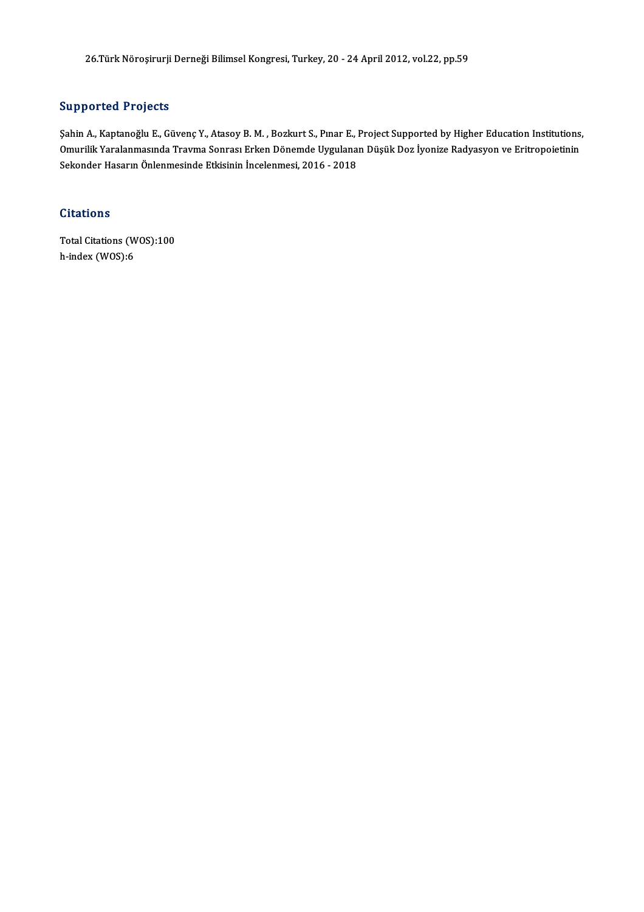26.Türk Nöroşirurji Derneği Bilimsel Kongresi, Turkey, 20 - 24 April 2012, vol.22, pp.59

## Supported Projects

Şahin A., Kaptanoğlu E., Güvenç Y., Atasoy B. M. , Bozkurt S., Pınar E., Project Supported by Higher Education Institutions, Omurilik Yaralanmasında Travma Sonrası Erken Dönemde Uygulanan Düşük Doz İyonize Radyasyon ve Eritropoietinin Sekonder Hasarın Önlenmesinde Etkisinin İncelenmesi, 2016 - 2018

## Citations

Total Citations (WOS):100
h-index (WOS):6